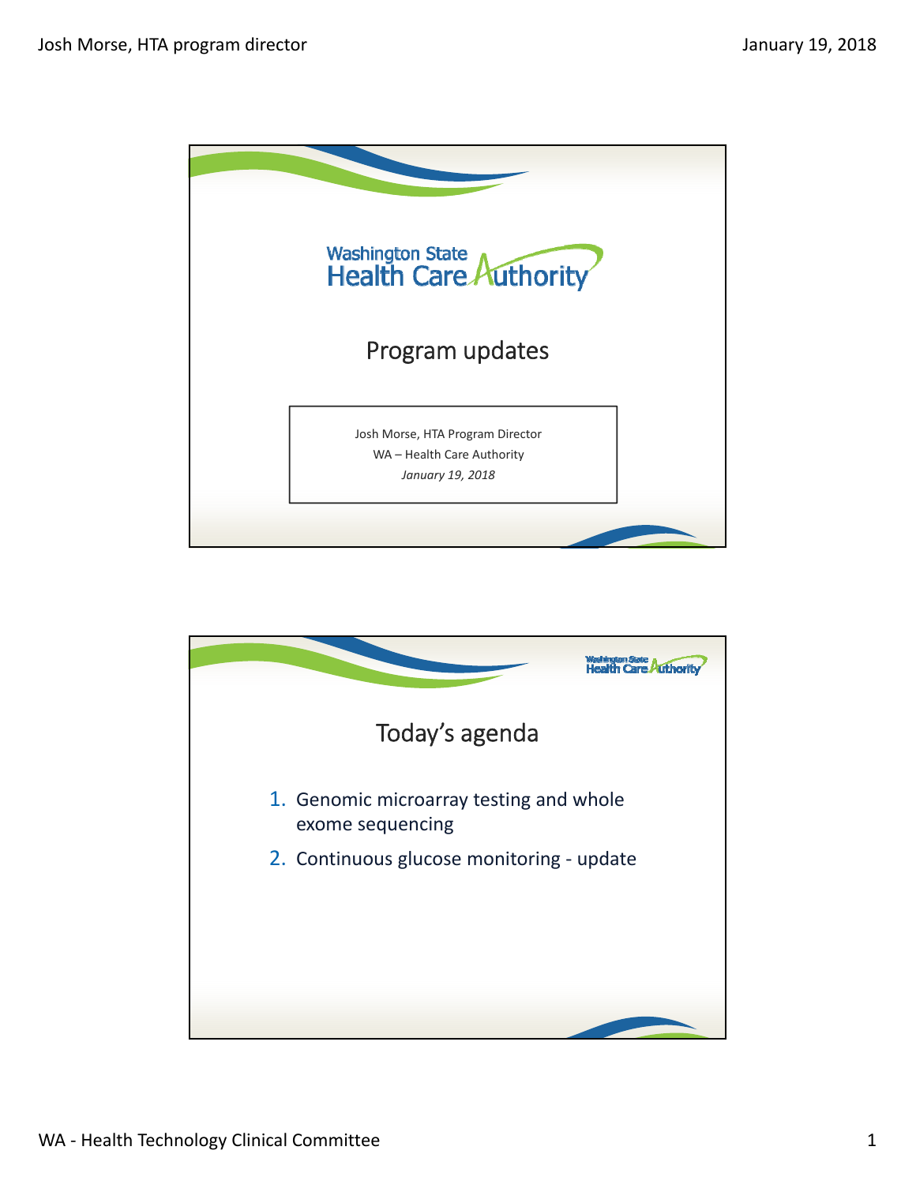# Program updates

Josh Morse, HTA Program Director
WA – Health Care Authority
*January 19, 2018*

## Today's agenda

1. Genomic microarray testing and whole exome sequencing
2. Continuous glucose monitoring - update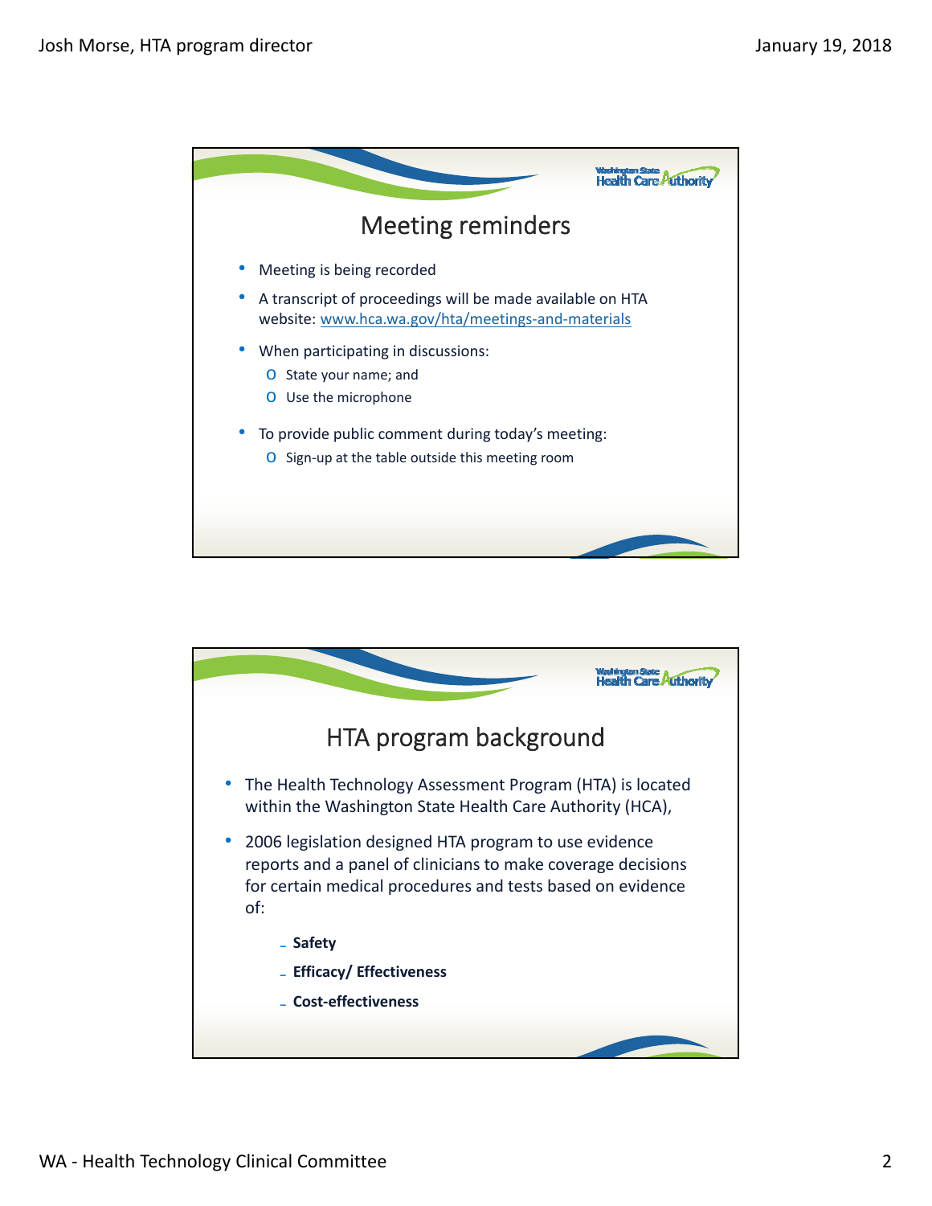## Meeting reminders

- Meeting is being recorded
- A transcript of proceedings will be made available on HTA website: www.hca.wa.gov/hta/meetings-and-materials
- When participating in discussions:
  - State your name; and
  - Use the microphone
- To provide public comment during today's meeting:
  - Sign-up at the table outside this meeting room

## HTA program background

- The Health Technology Assessment Program (HTA) is located within the Washington State Health Care Authority (HCA),
- 2006 legislation designed HTA program to use evidence reports and a panel of clinicians to make coverage decisions for certain medical procedures and tests based on evidence of:
  - **Safety**
  - **Efficacy/ Effectiveness**
  - **Cost-effectiveness**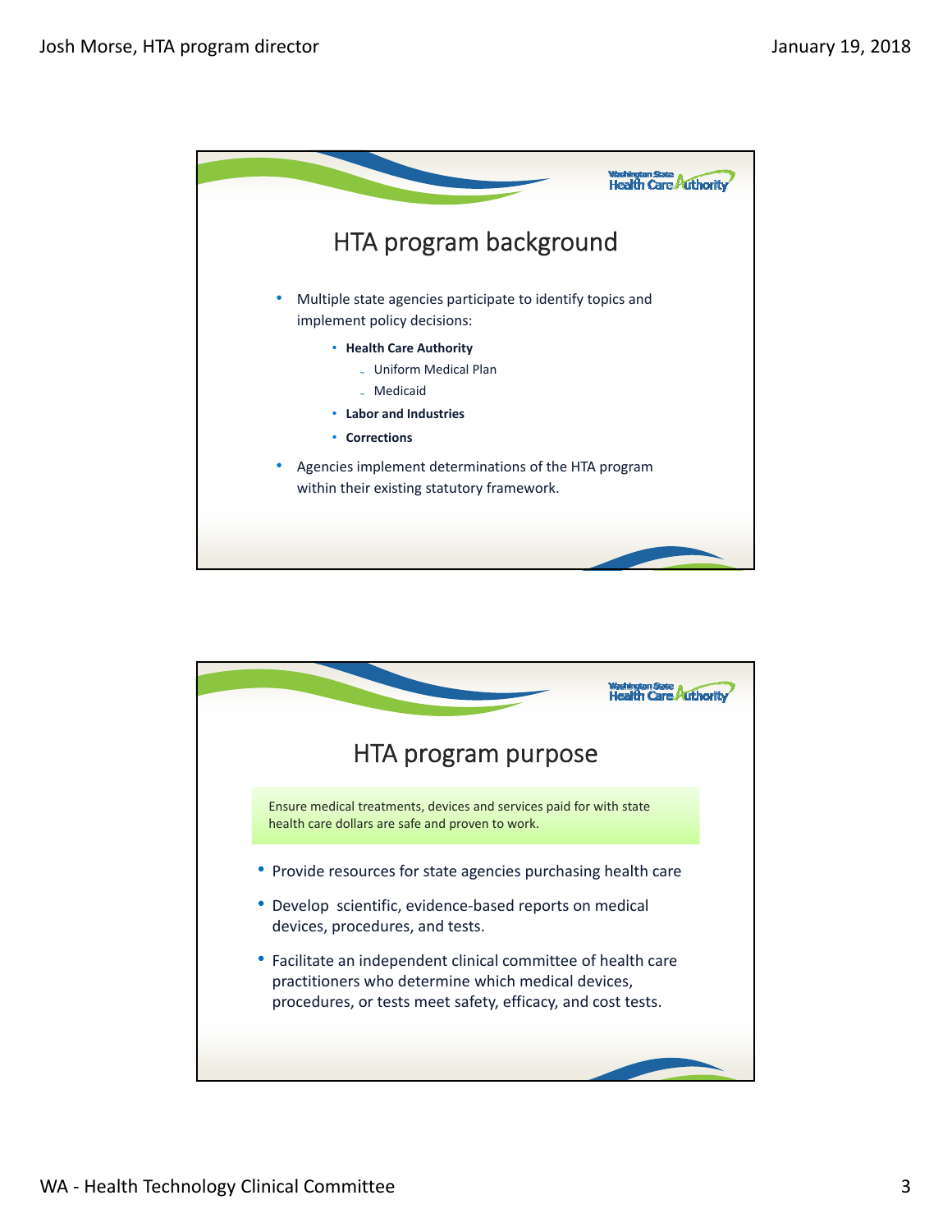## HTA program background

- Multiple state agencies participate to identify topics and implement policy decisions:
  - **Health Care Authority**
    - Uniform Medical Plan
    - Medicaid
  - **Labor and Industries**
  - **Corrections**
- Agencies implement determinations of the HTA program within their existing statutory framework.

## HTA program purpose

Ensure medical treatments, devices and services paid for with state health care dollars are safe and proven to work.

- Provide resources for state agencies purchasing health care
- Develop scientific, evidence-based reports on medical devices, procedures, and tests.
- Facilitate an independent clinical committee of health care practitioners who determine which medical devices, procedures, or tests meet safety, efficacy, and cost tests.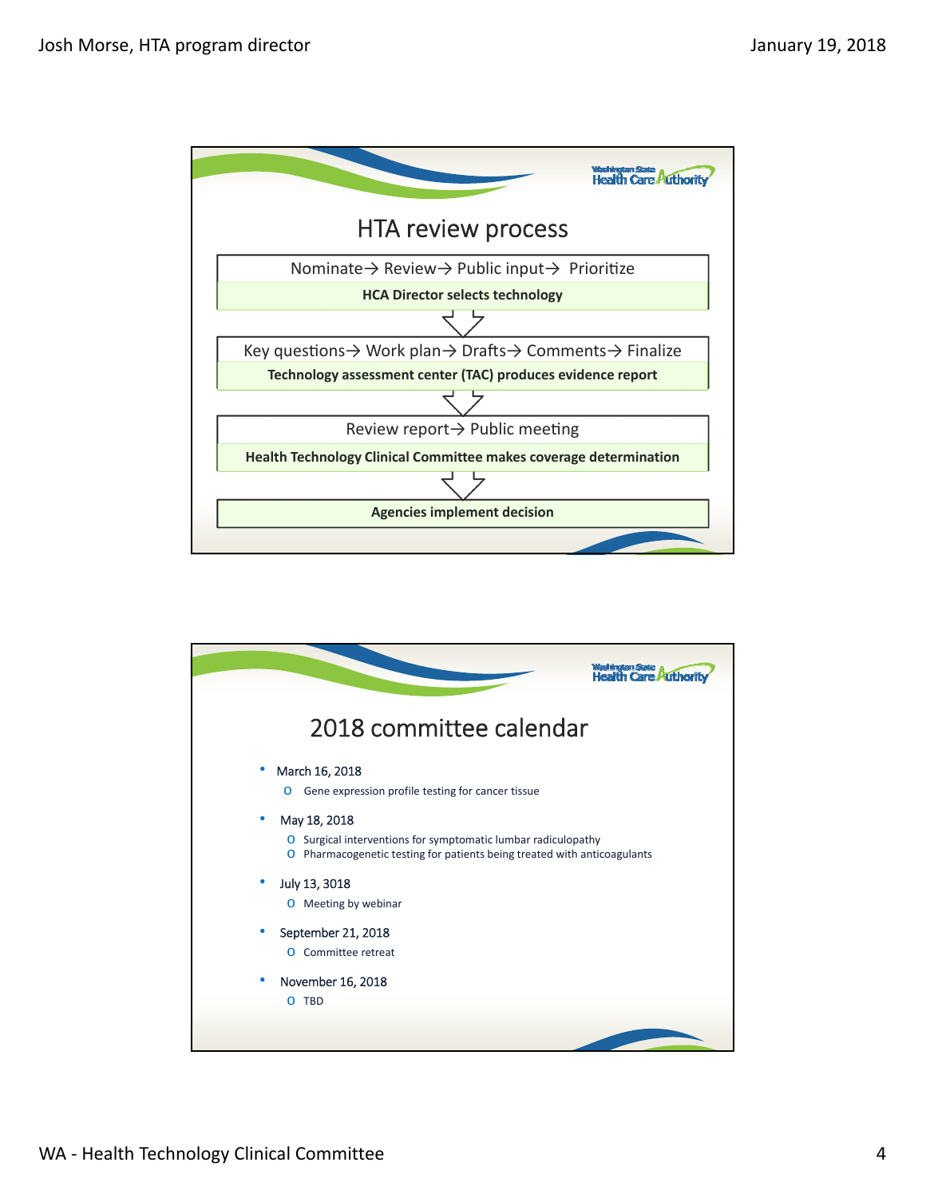## HTA review process

Nominate→ Review→ Public input→ Prioritize

**HCA Director selects technology**

Key questions→ Work plan→ Drafts→ Comments→ Finalize

**Technology assessment center (TAC) produces evidence report**

Review report→ Public meeting

**Health Technology Clinical Committee makes coverage determination**

**Agencies implement decision**

## 2018 committee calendar

- March 16, 2018
  - Gene expression profile testing for cancer tissue
- May 18, 2018
  - Surgical interventions for symptomatic lumbar radiculopathy
  - Pharmacogenetic testing for patients being treated with anticoagulants
- July 13, 3018
  - Meeting by webinar
- September 21, 2018
  - Committee retreat
- November 16, 2018
  - TBD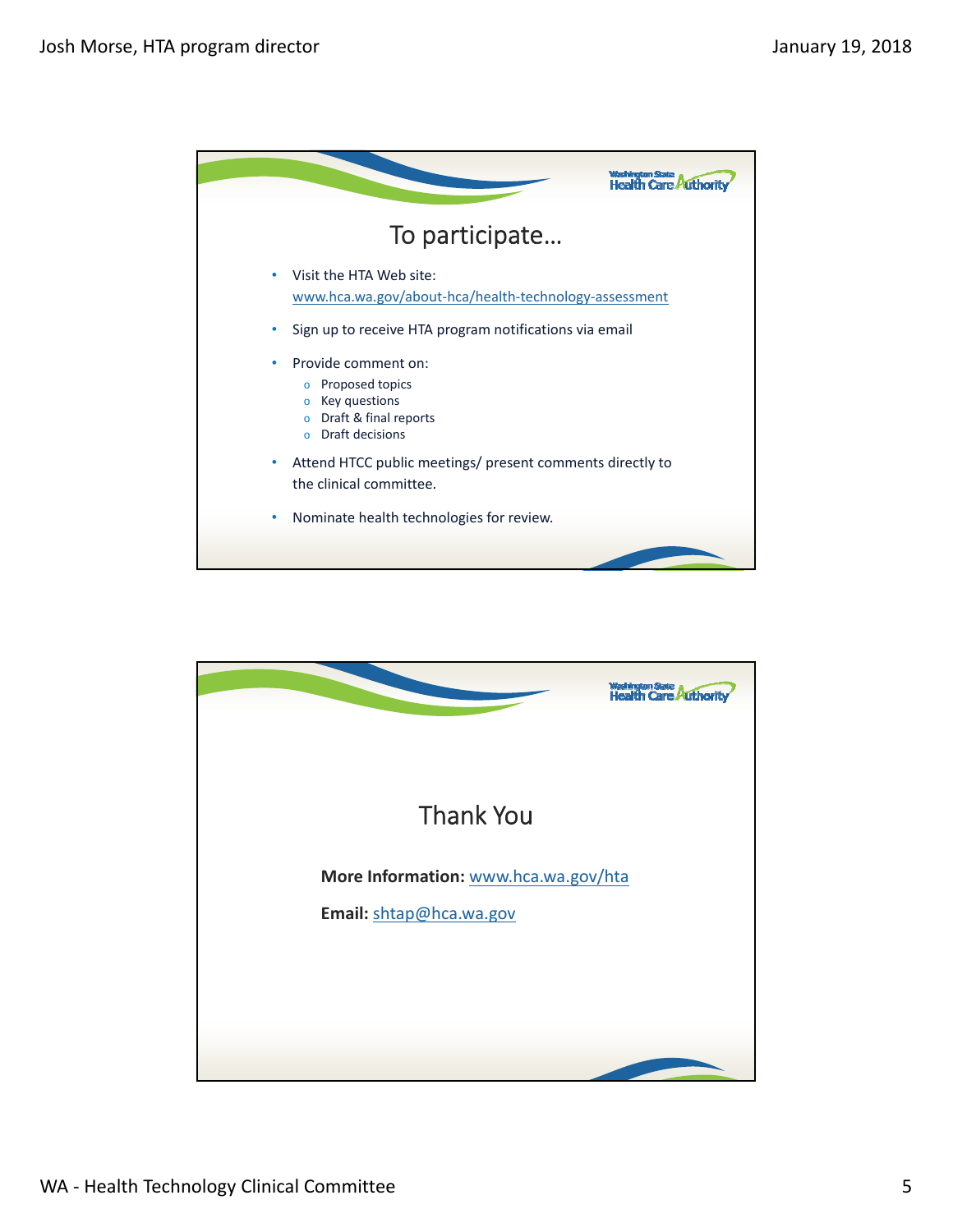## To participate…

- Visit the HTA Web site: www.hca.wa.gov/about-hca/health-technology-assessment
- Sign up to receive HTA program notifications via email
- Provide comment on:
  - Proposed topics
  - Key questions
  - Draft & final reports
  - Draft decisions
- Attend HTCC public meetings/ present comments directly to the clinical committee.
- Nominate health technologies for review.

## Thank You

**More Information:** www.hca.wa.gov/hta

**Email:** shtap@hca.wa.gov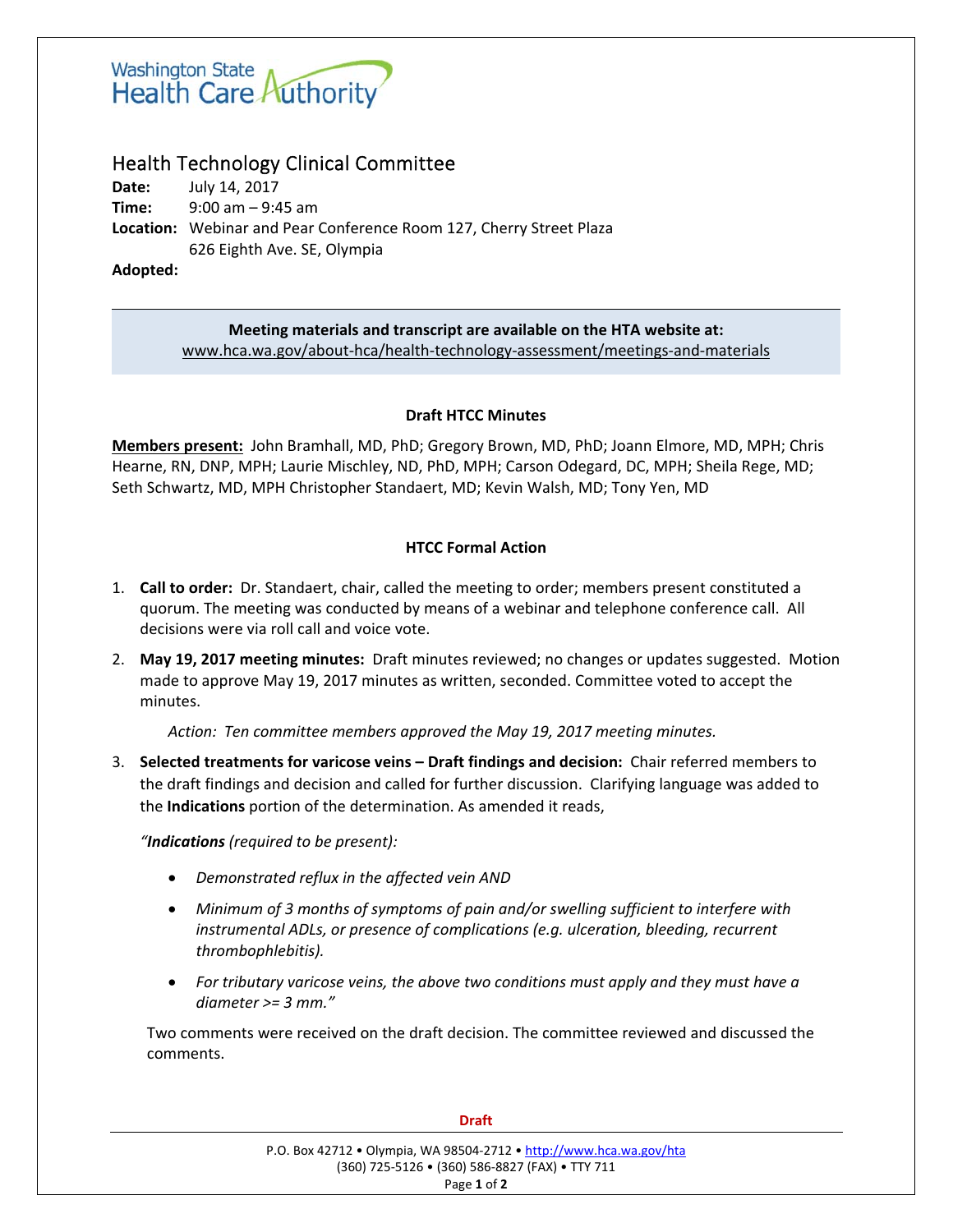Washington State Health Care Authority

# Health Technology Clinical Committee

**Date:** July 14, 2017
**Time:** 9:00 am – 9:45 am
**Location:** Webinar and Pear Conference Room 127, Cherry Street Plaza
626 Eighth Ave. SE, Olympia
**Adopted:**

**Meeting materials and transcript are available on the HTA website at:**
www.hca.wa.gov/about-hca/health-technology-assessment/meetings-and-materials

## Draft HTCC Minutes

**Members present:** John Bramhall, MD, PhD; Gregory Brown, MD, PhD; Joann Elmore, MD, MPH; Chris Hearne, RN, DNP, MPH; Laurie Mischley, ND, PhD, MPH; Carson Odegard, DC, MPH; Sheila Rege, MD; Seth Schwartz, MD, MPH Christopher Standaert, MD; Kevin Walsh, MD; Tony Yen, MD

## HTCC Formal Action

1. **Call to order:** Dr. Standaert, chair, called the meeting to order; members present constituted a quorum. The meeting was conducted by means of a webinar and telephone conference call. All decisions were via roll call and voice vote.

2. **May 19, 2017 meeting minutes:** Draft minutes reviewed; no changes or updates suggested. Motion made to approve May 19, 2017 minutes as written, seconded. Committee voted to accept the minutes.

   *Action: Ten committee members approved the May 19, 2017 meeting minutes.*

3. **Selected treatments for varicose veins – Draft findings and decision:** Chair referred members to the draft findings and decision and called for further discussion. Clarifying language was added to the **Indications** portion of the determination. As amended it reads,

   *"**Indications** (required to be present):*

   - *Demonstrated reflux in the affected vein AND*
   - *Minimum of 3 months of symptoms of pain and/or swelling sufficient to interfere with instrumental ADLs, or presence of complications (e.g. ulceration, bleeding, recurrent thrombophlebitis).*
   - *For tributary varicose veins, the above two conditions must apply and they must have a diameter >= 3 mm."*

   Two comments were received on the draft decision. The committee reviewed and discussed the comments.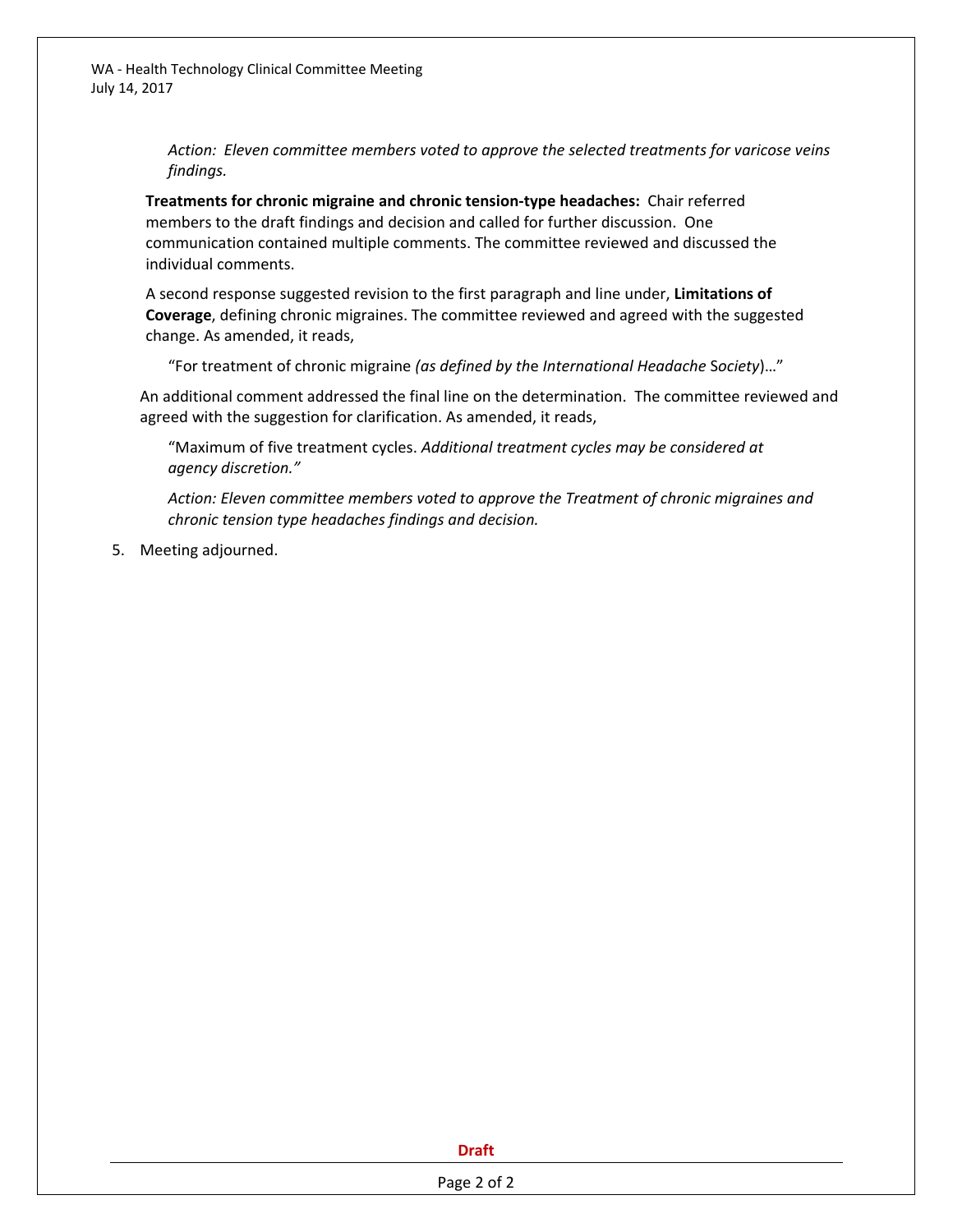*Action: Eleven committee members voted to approve the selected treatments for varicose veins findings.*

**Treatments for chronic migraine and chronic tension-type headaches:** Chair referred members to the draft findings and decision and called for further discussion. One communication contained multiple comments. The committee reviewed and discussed the individual comments.

A second response suggested revision to the first paragraph and line under, **Limitations of Coverage**, defining chronic migraines. The committee reviewed and agreed with the suggested change. As amended, it reads,

> "For treatment of chronic migraine *(as defined by the International Headache Society)*…"

An additional comment addressed the final line on the determination. The committee reviewed and agreed with the suggestion for clarification. As amended, it reads,

> "Maximum of five treatment cycles. *Additional treatment cycles may be considered at agency discretion."*

*Action: Eleven committee members voted to approve the Treatment of chronic migraines and chronic tension type headaches findings and decision.*

5. Meeting adjourned.

**Draft**